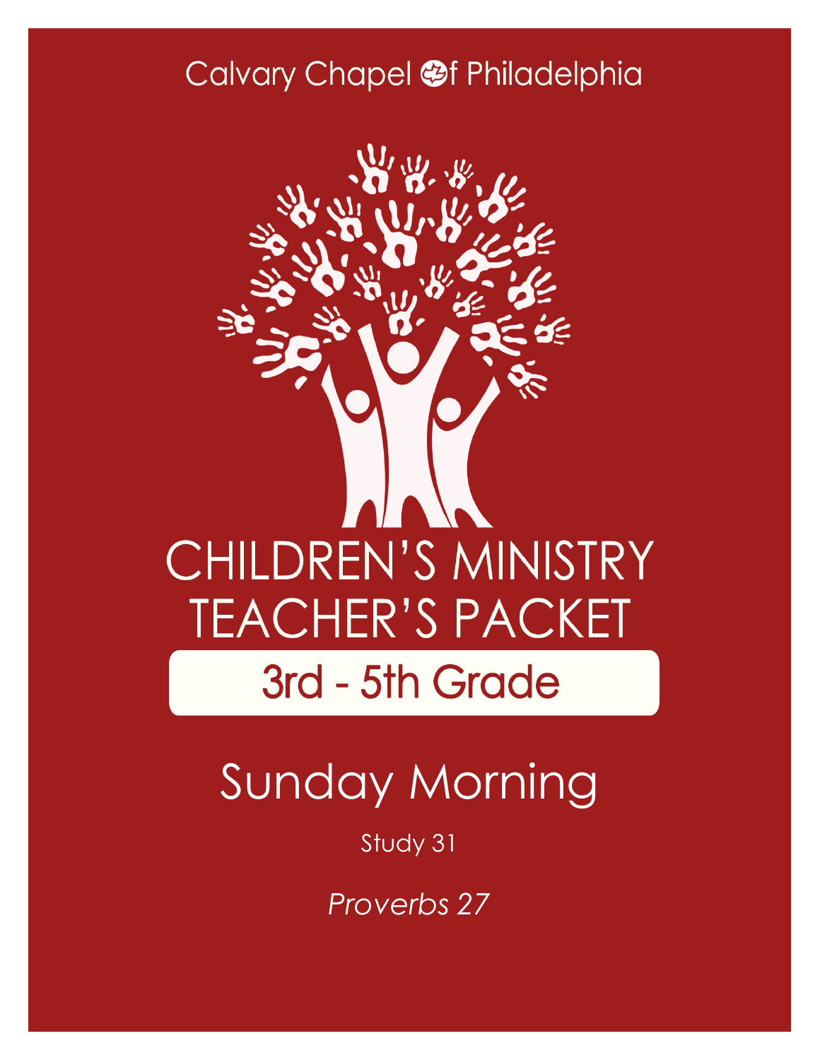Calvary Chapel of Philadelphia

# CHILDREN'S MINISTRY TEACHER'S PACKET

## 3rd - 5th Grade

# Sunday Morning

Study 31

*Proverbs 27*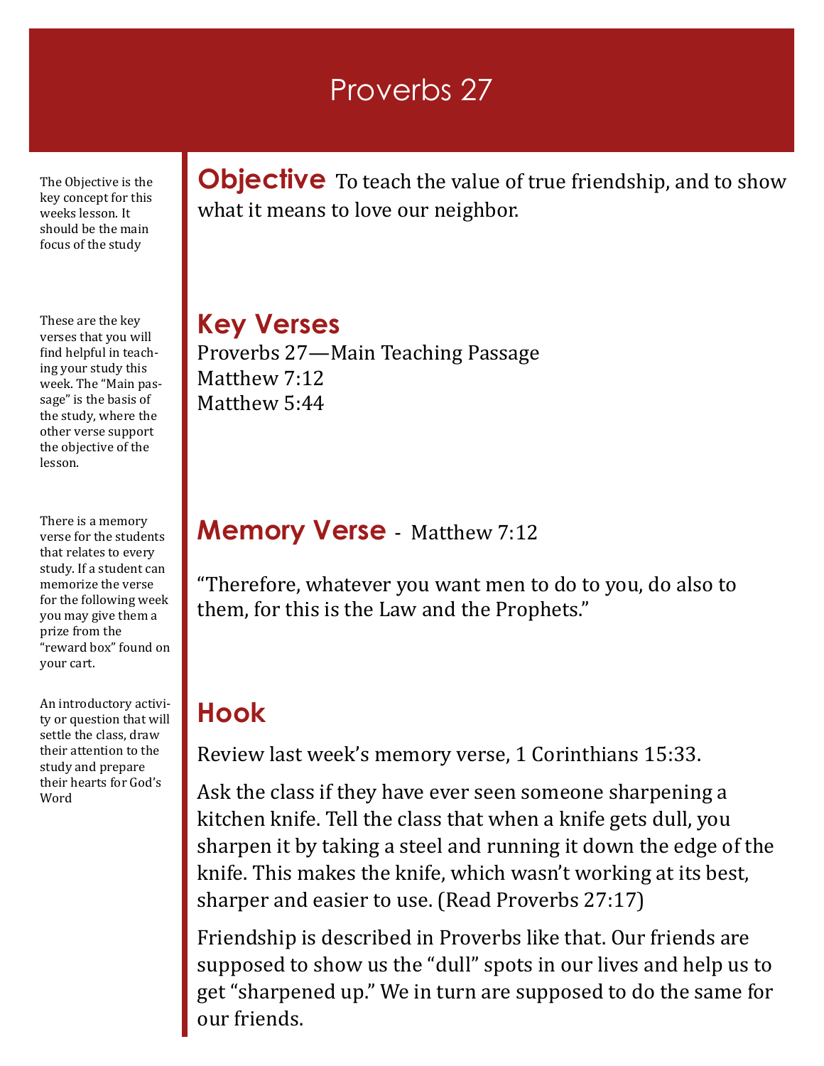# Proverbs 27

The Objective is the key concept for this weeks lesson. It should be the main focus of the study

## Objective

To teach the value of true friendship, and to show what it means to love our neighbor.

These are the key verses that you will find helpful in teaching your study this week. The "Main passage" is the basis of the study, where the other verse support the objective of the lesson.

## Key Verses

Proverbs 27—Main Teaching Passage
Matthew 7:12
Matthew 5:44

There is a memory verse for the students that relates to every study. If a student can memorize the verse for the following week you may give them a prize from the "reward box" found on your cart.

## Memory Verse - Matthew 7:12

"Therefore, whatever you want men to do to you, do also to them, for this is the Law and the Prophets."

An introductory activity or question that will settle the class, draw their attention to the study and prepare their hearts for God's Word

## Hook

Review last week's memory verse, 1 Corinthians 15:33.

Ask the class if they have ever seen someone sharpening a kitchen knife. Tell the class that when a knife gets dull, you sharpen it by taking a steel and running it down the edge of the knife. This makes the knife, which wasn't working at its best, sharper and easier to use. (Read Proverbs 27:17)

Friendship is described in Proverbs like that. Our friends are supposed to show us the "dull" spots in our lives and help us to get "sharpened up." We in turn are supposed to do the same for our friends.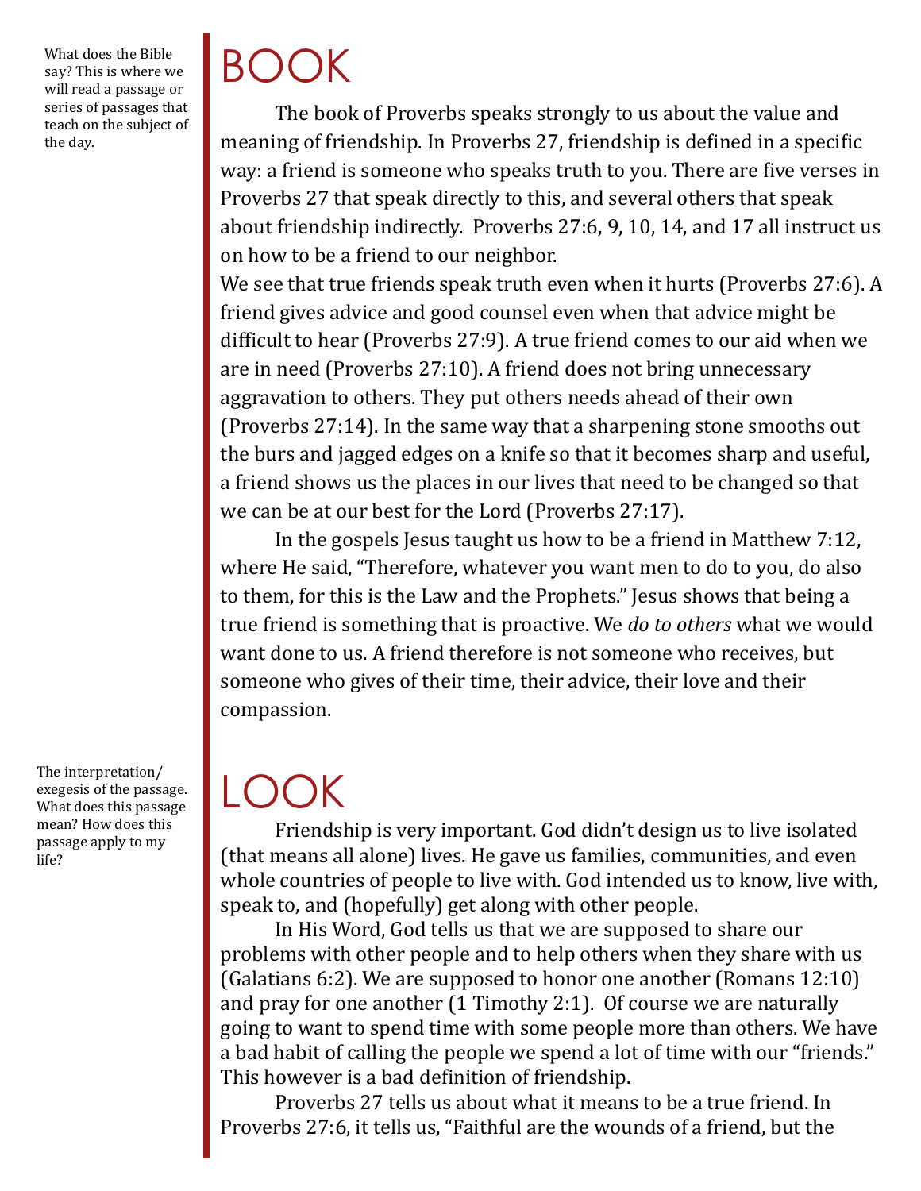What does the Bible say? This is where we will read a passage or series of passages that teach on the subject of the day.

# BOOK

The book of Proverbs speaks strongly to us about the value and meaning of friendship. In Proverbs 27, friendship is defined in a specific way: a friend is someone who speaks truth to you. There are five verses in Proverbs 27 that speak directly to this, and several others that speak about friendship indirectly. Proverbs 27:6, 9, 10, 14, and 17 all instruct us on how to be a friend to our neighbor.

We see that true friends speak truth even when it hurts (Proverbs 27:6). A friend gives advice and good counsel even when that advice might be difficult to hear (Proverbs 27:9). A true friend comes to our aid when we are in need (Proverbs 27:10). A friend does not bring unnecessary aggravation to others. They put others needs ahead of their own (Proverbs 27:14). In the same way that a sharpening stone smooths out the burs and jagged edges on a knife so that it becomes sharp and useful, a friend shows us the places in our lives that need to be changed so that we can be at our best for the Lord (Proverbs 27:17).

In the gospels Jesus taught us how to be a friend in Matthew 7:12, where He said, "Therefore, whatever you want men to do to you, do also to them, for this is the Law and the Prophets." Jesus shows that being a true friend is something that is proactive. We *do to others* what we would want done to us. A friend therefore is not someone who receives, but someone who gives of their time, their advice, their love and their compassion.

The interpretation/exegesis of the passage. What does this passage mean? How does this passage apply to my life?

# LOOK

Friendship is very important. God didn't design us to live isolated (that means all alone) lives. He gave us families, communities, and even whole countries of people to live with. God intended us to know, live with, speak to, and (hopefully) get along with other people.

In His Word, God tells us that we are supposed to share our problems with other people and to help others when they share with us (Galatians 6:2). We are supposed to honor one another (Romans 12:10) and pray for one another (1 Timothy 2:1). Of course we are naturally going to want to spend time with some people more than others. We have a bad habit of calling the people we spend a lot of time with our "friends." This however is a bad definition of friendship.

Proverbs 27 tells us about what it means to be a true friend. In Proverbs 27:6, it tells us, "Faithful are the wounds of a friend, but the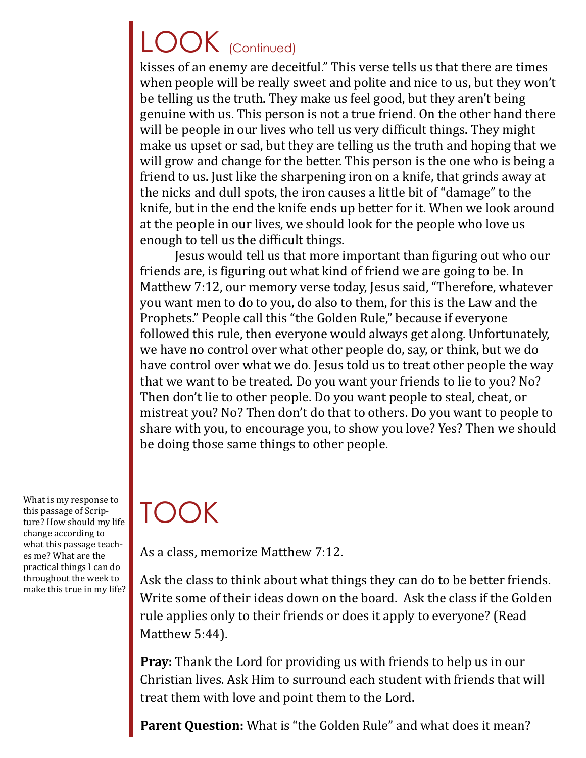# LOOK (Continued)

kisses of an enemy are deceitful." This verse tells us that there are times when people will be really sweet and polite and nice to us, but they won't be telling us the truth. They make us feel good, but they aren't being genuine with us. This person is not a true friend. On the other hand there will be people in our lives who tell us very difficult things. They might make us upset or sad, but they are telling us the truth and hoping that we will grow and change for the better. This person is the one who is being a friend to us. Just like the sharpening iron on a knife, that grinds away at the nicks and dull spots, the iron causes a little bit of "damage" to the knife, but in the end the knife ends up better for it. When we look around at the people in our lives, we should look for the people who love us enough to tell us the difficult things.

Jesus would tell us that more important than figuring out who our friends are, is figuring out what kind of friend we are going to be. In Matthew 7:12, our memory verse today, Jesus said, "Therefore, whatever you want men to do to you, do also to them, for this is the Law and the Prophets." People call this "the Golden Rule," because if everyone followed this rule, then everyone would always get along. Unfortunately, we have no control over what other people do, say, or think, but we do have control over what we do. Jesus told us to treat other people the way that we want to be treated. Do you want your friends to lie to you? No? Then don't lie to other people. Do you want people to steal, cheat, or mistreat you? No? Then don't do that to others. Do you want to people to share with you, to encourage you, to show you love? Yes? Then we should be doing those same things to other people.

# TOOK

What is my response to this passage of Scripture? How should my life change according to what this passage teaches me? What are the practical things I can do throughout the week to make this true in my life?

As a class, memorize Matthew 7:12.

Ask the class to think about what things they can do to be better friends. Write some of their ideas down on the board. Ask the class if the Golden rule applies only to their friends or does it apply to everyone? (Read Matthew 5:44).

**Pray:** Thank the Lord for providing us with friends to help us in our Christian lives. Ask Him to surround each student with friends that will treat them with love and point them to the Lord.

**Parent Question:** What is "the Golden Rule" and what does it mean?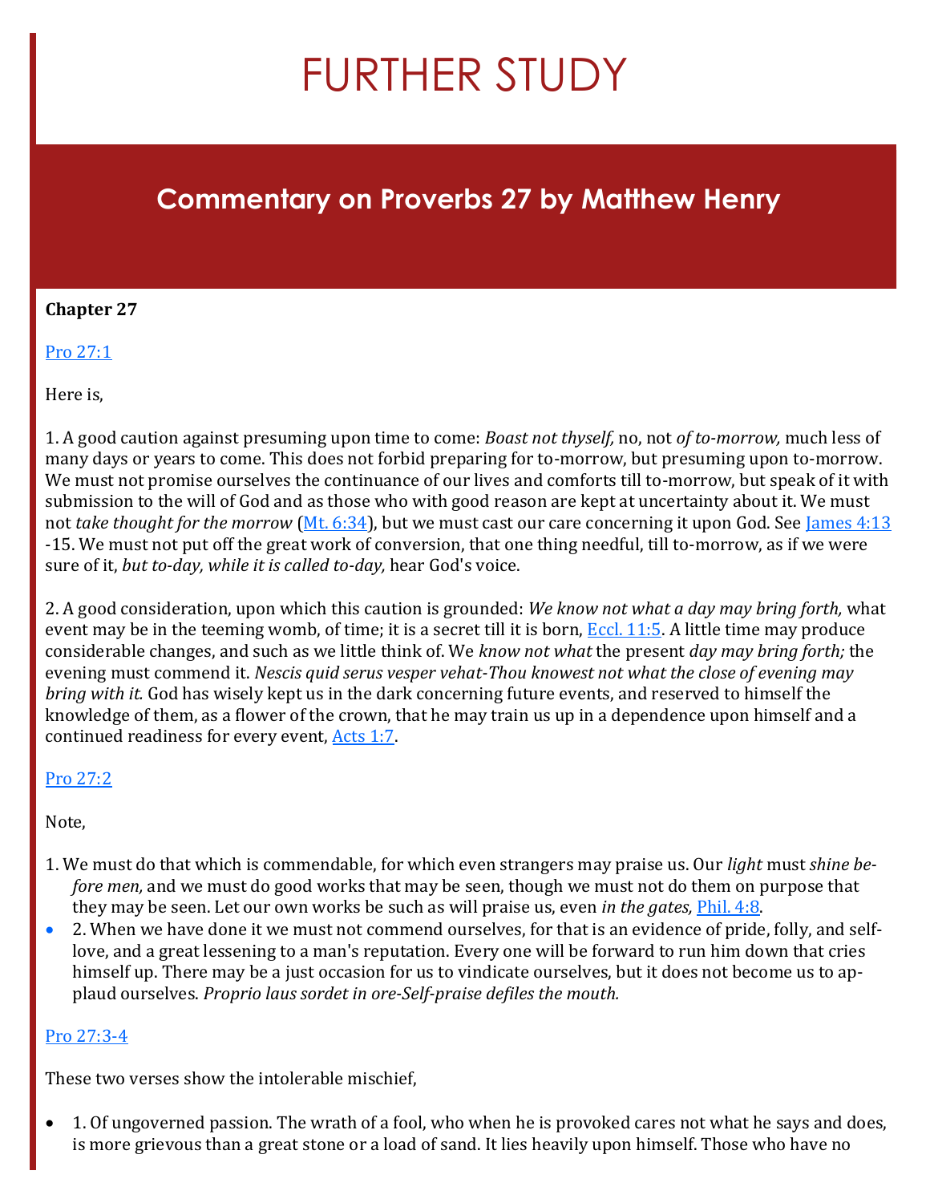# FURTHER STUDY

## Commentary on Proverbs 27 by Matthew Henry

**Chapter 27**

[Pro 27:1]

Here is,

1. A good caution against presuming upon time to come: *Boast not thyself,* no, not *of to-morrow,* much less of many days or years to come. This does not forbid preparing for to-morrow, but presuming upon to-morrow. We must not promise ourselves the continuance of our lives and comforts till to-morrow, but speak of it with submission to the will of God and as those who with good reason are kept at uncertainty about it. We must not *take thought for the morrow* ([Mt. 6:34]), but we must cast our care concerning it upon God. See [James 4:13]-15. We must not put off the great work of conversion, that one thing needful, till to-morrow, as if we were sure of it, *but to-day, while it is called to-day,* hear God's voice.

2. A good consideration, upon which this caution is grounded: *We know not what a day may bring forth,* what event may be in the teeming womb, of time; it is a secret till it is born, [Eccl. 11:5]. A little time may produce considerable changes, and such as we little think of. We *know not what* the present *day may bring forth;* the evening must commend it. *Nescis quid serus vesper vehat-Thou knowest not what the close of evening may bring with it.* God has wisely kept us in the dark concerning future events, and reserved to himself the knowledge of them, as a flower of the crown, that he may train us up in a dependence upon himself and a continued readiness for every event, [Acts 1:7].

[Pro 27:2]

Note,

1. We must do that which is commendable, for which even strangers may praise us. Our *light* must *shine before men,* and we must do good works that may be seen, though we must not do them on purpose that they may be seen. Let our own works be such as will praise us, even *in the gates,* [Phil. 4:8].
2. When we have done it we must not commend ourselves, for that is an evidence of pride, folly, and self-love, and a great lessening to a man's reputation. Every one will be forward to run him down that cries himself up. There may be a just occasion for us to vindicate ourselves, but it does not become us to applaud ourselves. *Proprio laus sordet in ore-Self-praise defiles the mouth.*

[Pro 27:3-4]

These two verses show the intolerable mischief,

- 1. Of ungoverned passion. The wrath of a fool, who when he is provoked cares not what he says and does, is more grievous than a great stone or a load of sand. It lies heavily upon himself. Those who have no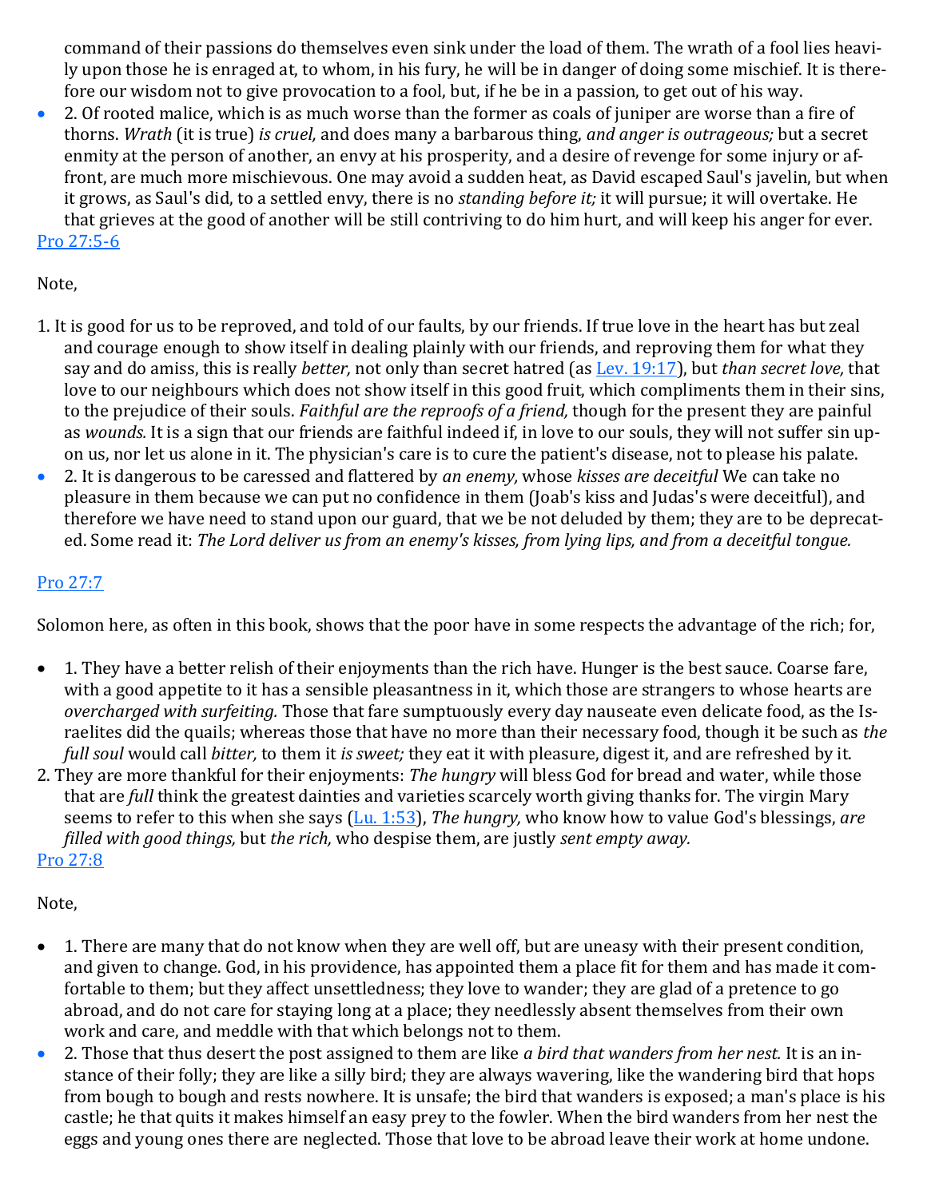command of their passions do themselves even sink under the load of them. The wrath of a fool lies heavily upon those he is enraged at, to whom, in his fury, he will be in danger of doing some mischief. It is therefore our wisdom not to give provocation to a fool, but, if he be in a passion, to get out of his way.

- 2. Of rooted malice, which is as much worse than the former as coals of juniper are worse than a fire of thorns. *Wrath* (it is true) *is cruel,* and does many a barbarous thing, *and anger is outrageous;* but a secret enmity at the person of another, an envy at his prosperity, and a desire of revenge for some injury or affront, are much more mischievous. One may avoid a sudden heat, as David escaped Saul's javelin, but when it grows, as Saul's did, to a settled envy, there is no *standing before it;* it will pursue; it will overtake. He that grieves at the good of another will be still contriving to do him hurt, and will keep his anger for ever.

[Pro 27:5-6]

Note,

1. It is good for us to be reproved, and told of our faults, by our friends. If true love in the heart has but zeal and courage enough to show itself in dealing plainly with our friends, and reproving them for what they say and do amiss, this is really *better,* not only than secret hatred (as [Lev. 19:17]), but *than secret love,* that love to our neighbours which does not show itself in this good fruit, which compliments them in their sins, to the prejudice of their souls. *Faithful are the reproofs of a friend,* though for the present they are painful as *wounds.* It is a sign that our friends are faithful indeed if, in love to our souls, they will not suffer sin upon us, nor let us alone in it. The physician's care is to cure the patient's disease, not to please his palate.

- 2. It is dangerous to be caressed and flattered by *an enemy,* whose *kisses are deceitful* We can take no pleasure in them because we can put no confidence in them (Joab's kiss and Judas's were deceitful), and therefore we have need to stand upon our guard, that we be not deluded by them; they are to be deprecated. Some read it: *The Lord deliver us from an enemy's kisses, from lying lips, and from a deceitful tongue.*

[Pro 27:7]

Solomon here, as often in this book, shows that the poor have in some respects the advantage of the rich; for,

- 1. They have a better relish of their enjoyments than the rich have. Hunger is the best sauce. Coarse fare, with a good appetite to it has a sensible pleasantness in it, which those are strangers to whose hearts are *overcharged with surfeiting.* Those that fare sumptuously every day nauseate even delicate food, as the Israelites did the quails; whereas those that have no more than their necessary food, though it be such as *the full soul* would call *bitter,* to them it *is sweet;* they eat it with pleasure, digest it, and are refreshed by it.

2. They are more thankful for their enjoyments: *The hungry* will bless God for bread and water, while those that are *full* think the greatest dainties and varieties scarcely worth giving thanks for. The virgin Mary seems to refer to this when she says ([Lu. 1:53]), *The hungry,* who know how to value God's blessings, *are filled with good things,* but *the rich,* who despise them, are justly *sent empty away.*

[Pro 27:8]

Note,

- 1. There are many that do not know when they are well off, but are uneasy with their present condition, and given to change. God, in his providence, has appointed them a place fit for them and has made it comfortable to them; but they affect unsettledness; they love to wander; they are glad of a pretence to go abroad, and do not care for staying long at a place; they needlessly absent themselves from their own work and care, and meddle with that which belongs not to them.
- 2. Those that thus desert the post assigned to them are like *a bird that wanders from her nest.* It is an instance of their folly; they are like a silly bird; they are always wavering, like the wandering bird that hops from bough to bough and rests nowhere. It is unsafe; the bird that wanders is exposed; a man's place is his castle; he that quits it makes himself an easy prey to the fowler. When the bird wanders from her nest the eggs and young ones there are neglected. Those that love to be abroad leave their work at home undone.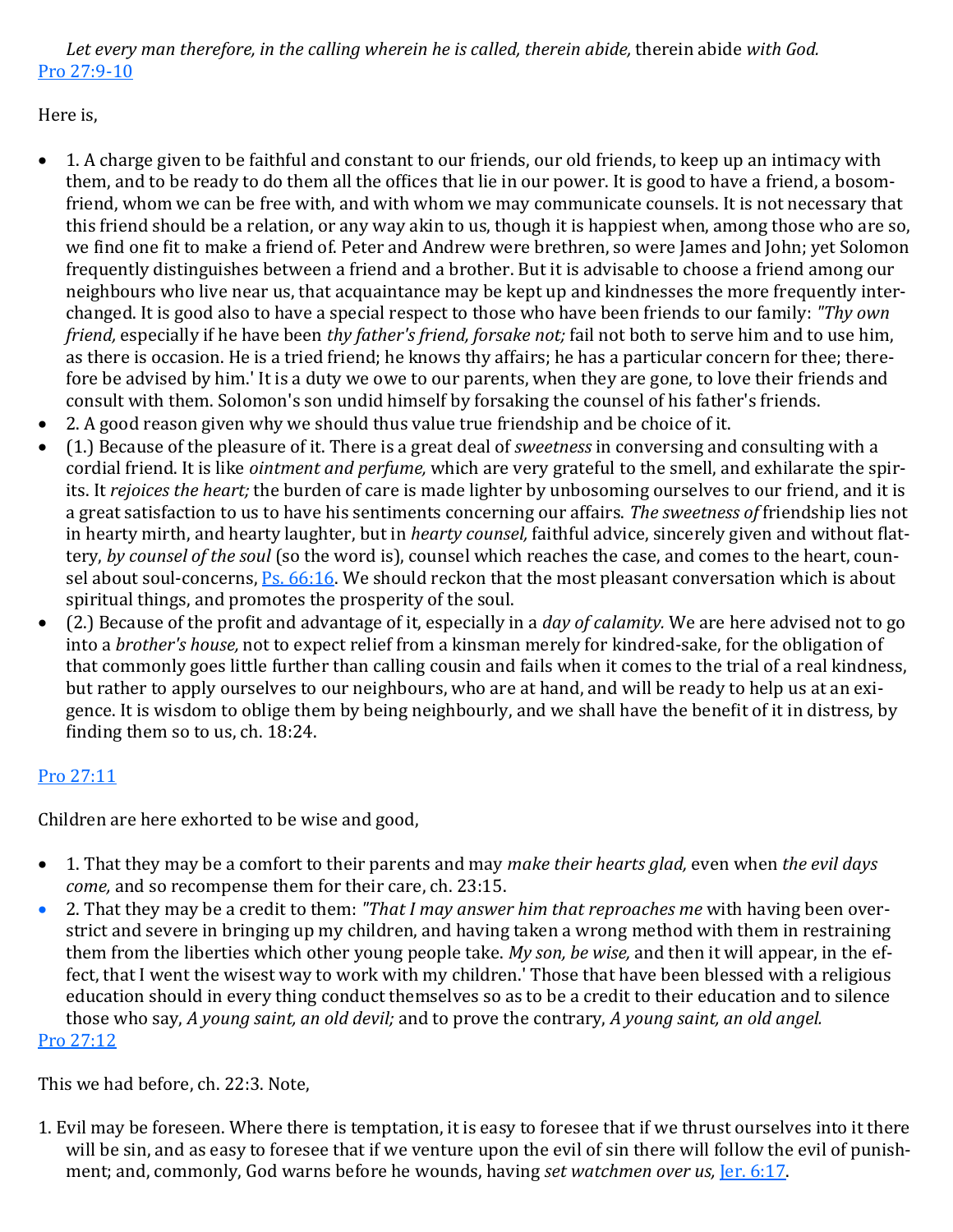*Let every man therefore, in the calling wherein he is called, therein abide,* therein abide *with God.*

Pro 27:9-10

Here is,

- 1. A charge given to be faithful and constant to our friends, our old friends, to keep up an intimacy with them, and to be ready to do them all the offices that lie in our power. It is good to have a friend, a bosom-friend, whom we can be free with, and with whom we may communicate counsels. It is not necessary that this friend should be a relation, or any way akin to us, though it is happiest when, among those who are so, we find one fit to make a friend of. Peter and Andrew were brethren, so were James and John; yet Solomon frequently distinguishes between a friend and a brother. But it is advisable to choose a friend among our neighbours who live near us, that acquaintance may be kept up and kindnesses the more frequently interchanged. It is good also to have a special respect to those who have been friends to our family: *"Thy own friend,* especially if he have been *thy father's friend, forsake not;* fail not both to serve him and to use him, as there is occasion. He is a tried friend; he knows thy affairs; he has a particular concern for thee; therefore be advised by him.' It is a duty we owe to our parents, when they are gone, to love their friends and consult with them. Solomon's son undid himself by forsaking the counsel of his father's friends.
- 2. A good reason given why we should thus value true friendship and be choice of it.
- (1.) Because of the pleasure of it. There is a great deal of *sweetness* in conversing and consulting with a cordial friend. It is like *ointment and perfume,* which are very grateful to the smell, and exhilarate the spirits. It *rejoices the heart;* the burden of care is made lighter by unbosoming ourselves to our friend, and it is a great satisfaction to us to have his sentiments concerning our affairs. *The sweetness of* friendship lies not in hearty mirth, and hearty laughter, but in *hearty counsel,* faithful advice, sincerely given and without flattery, *by counsel of the soul* (so the word is), counsel which reaches the case, and comes to the heart, counsel about soul-concerns, Ps. 66:16. We should reckon that the most pleasant conversation which is about spiritual things, and promotes the prosperity of the soul.
- (2.) Because of the profit and advantage of it, especially in a *day of calamity.* We are here advised not to go into a *brother's house,* not to expect relief from a kinsman merely for kindred-sake, for the obligation of that commonly goes little further than calling cousin and fails when it comes to the trial of a real kindness, but rather to apply ourselves to our neighbours, who are at hand, and will be ready to help us at an exigence. It is wisdom to oblige them by being neighbourly, and we shall have the benefit of it in distress, by finding them so to us, ch. 18:24.

Pro 27:11

Children are here exhorted to be wise and good,

- 1. That they may be a comfort to their parents and may *make their hearts glad,* even when *the evil days come,* and so recompense them for their care, ch. 23:15.
- 2. That they may be a credit to them: *"That I may answer him that reproaches me* with having been over-strict and severe in bringing up my children, and having taken a wrong method with them in restraining them from the liberties which other young people take. *My son, be wise,* and then it will appear, in the effect, that I went the wisest way to work with my children.' Those that have been blessed with a religious education should in every thing conduct themselves so as to be a credit to their education and to silence those who say, *A young saint, an old devil;* and to prove the contrary, *A young saint, an old angel.*

Pro 27:12

This we had before, ch. 22:3. Note,

1. Evil may be foreseen. Where there is temptation, it is easy to foresee that if we thrust ourselves into it there will be sin, and as easy to foresee that if we venture upon the evil of sin there will follow the evil of punishment; and, commonly, God warns before he wounds, having *set watchmen over us,* Jer. 6:17.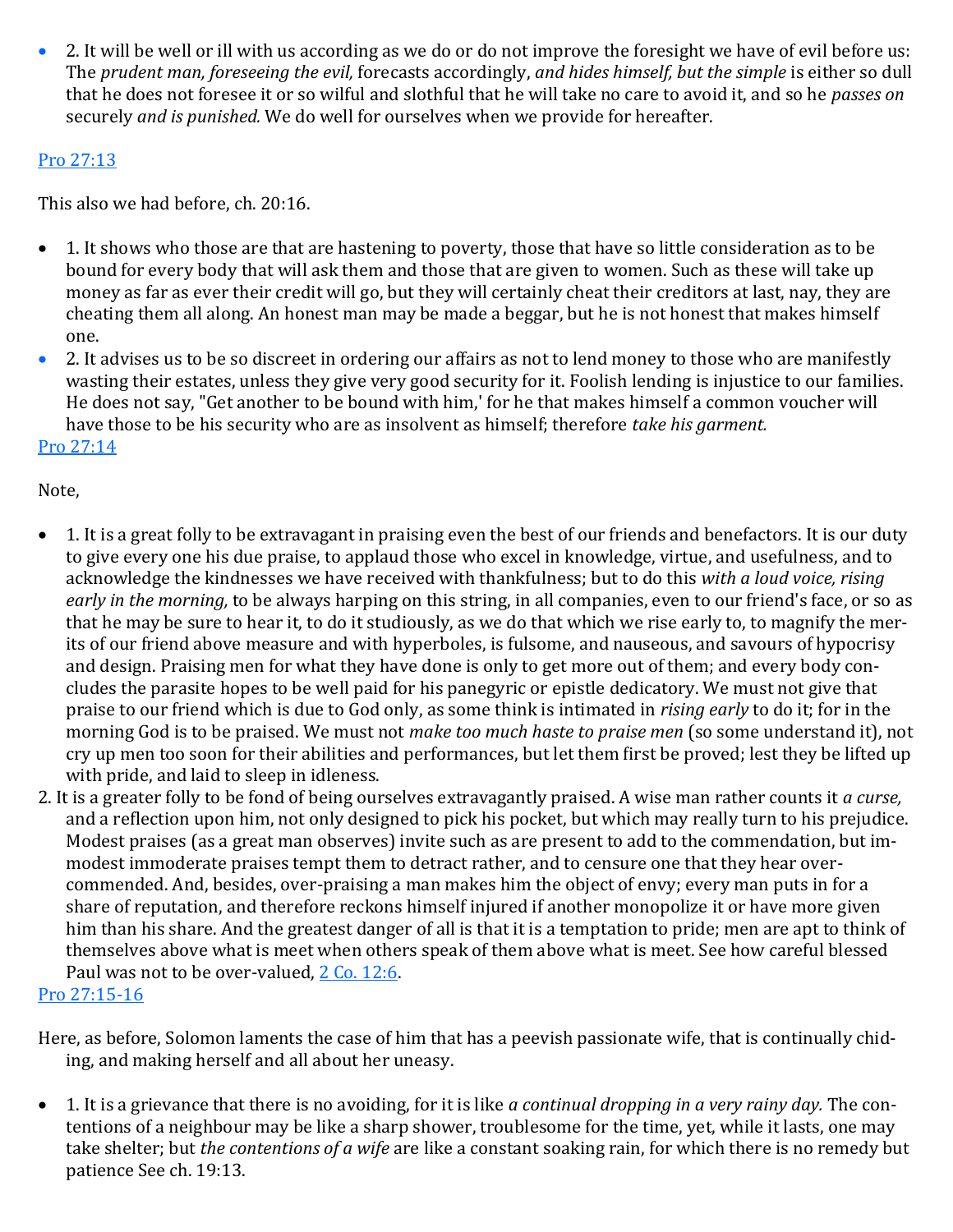- 2. It will be well or ill with us according as we do or do not improve the foresight we have of evil before us: The *prudent man, foreseeing the evil,* forecasts accordingly, *and hides himself, but the simple* is either so dull that he does not foresee it or so wilful and slothful that he will take no care to avoid it, and so he *passes on* securely *and is punished.* We do well for ourselves when we provide for hereafter.

Pro 27:13

This also we had before, ch. 20:16.

- 1. It shows who those are that are hastening to poverty, those that have so little consideration as to be bound for every body that will ask them and those that are given to women. Such as these will take up money as far as ever their credit will go, but they will certainly cheat their creditors at last, nay, they are cheating them all along. An honest man may be made a beggar, but he is not honest that makes himself one.
- 2. It advises us to be so discreet in ordering our affairs as not to lend money to those who are manifestly wasting their estates, unless they give very good security for it. Foolish lending is injustice to our families. He does not say, "Get another to be bound with him,' for he that makes himself a common voucher will have those to be his security who are as insolvent as himself; therefore *take his garment.*

Pro 27:14

Note,

- 1. It is a great folly to be extravagant in praising even the best of our friends and benefactors. It is our duty to give every one his due praise, to applaud those who excel in knowledge, virtue, and usefulness, and to acknowledge the kindnesses we have received with thankfulness; but to do this *with a loud voice, rising early in the morning,* to be always harping on this string, in all companies, even to our friend's face, or so as that he may be sure to hear it, to do it studiously, as we do that which we rise early to, to magnify the merits of our friend above measure and with hyperboles, is fulsome, and nauseous, and savours of hypocrisy and design. Praising men for what they have done is only to get more out of them; and every body concludes the parasite hopes to be well paid for his panegyric or epistle dedicatory. We must not give that praise to our friend which is due to God only, as some think is intimated in *rising early* to do it; for in the morning God is to be praised. We must not *make too much haste to praise men* (so some understand it), not cry up men too soon for their abilities and performances, but let them first be proved; lest they be lifted up with pride, and laid to sleep in idleness.

2. It is a greater folly to be fond of being ourselves extravagantly praised. A wise man rather counts it *a curse,* and a reflection upon him, not only designed to pick his pocket, but which may really turn to his prejudice. Modest praises (as a great man observes) invite such as are present to add to the commendation, but immodest immoderate praises tempt them to detract rather, and to censure one that they hear over-commended. And, besides, over-praising a man makes him the object of envy; every man puts in for a share of reputation, and therefore reckons himself injured if another monopolize it or have more given him than his share. And the greatest danger of all is that it is a temptation to pride; men are apt to think of themselves above what is meet when others speak of them above what is meet. See how careful blessed Paul was not to be over-valued, 2 Co. 12:6.

Pro 27:15-16

Here, as before, Solomon laments the case of him that has a peevish passionate wife, that is continually chiding, and making herself and all about her uneasy.

- 1. It is a grievance that there is no avoiding, for it is like *a continual dropping in a very rainy day.* The contentions of a neighbour may be like a sharp shower, troublesome for the time, yet, while it lasts, one may take shelter; but *the contentions of a wife* are like a constant soaking rain, for which there is no remedy but patience See ch. 19:13.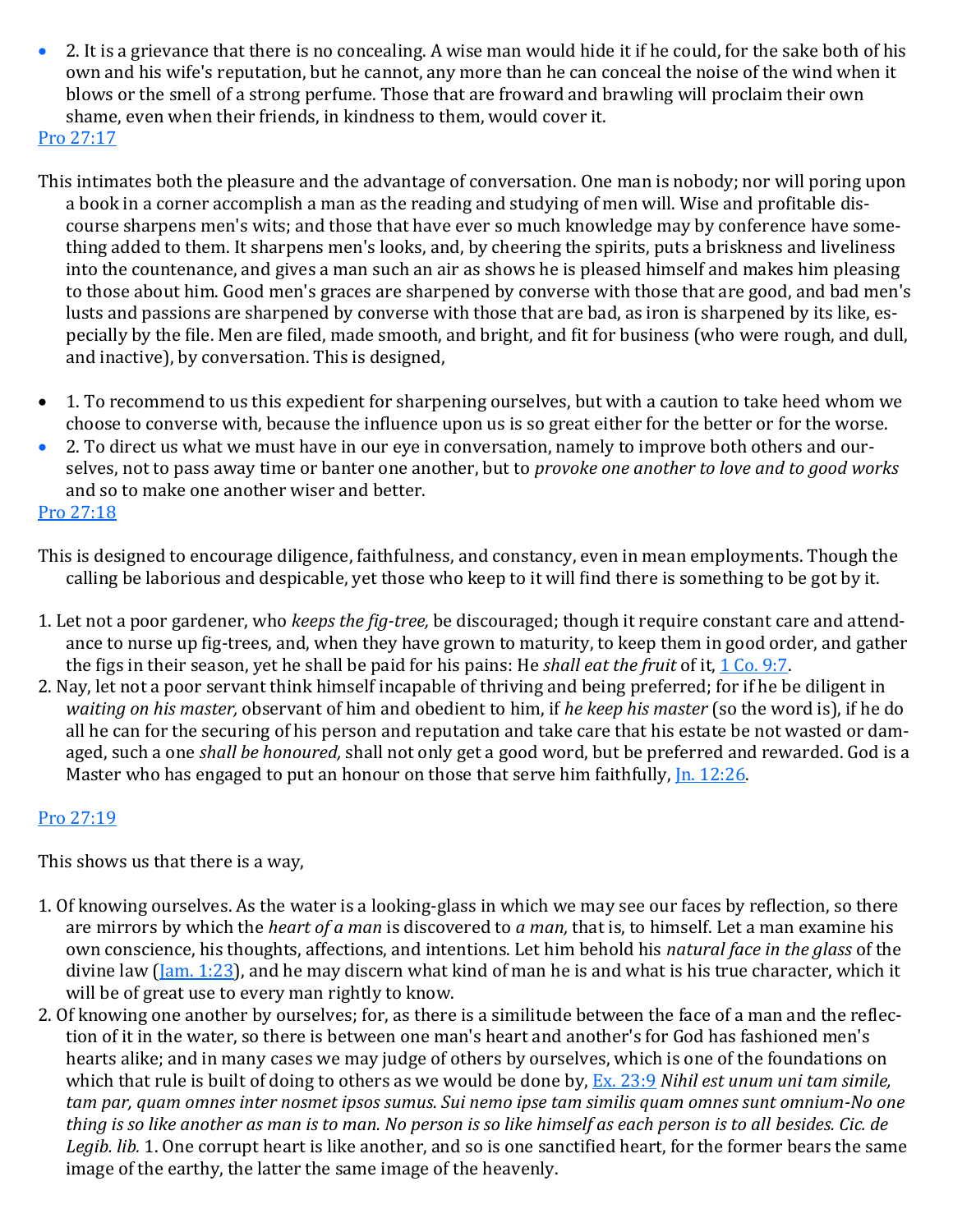- 2. It is a grievance that there is no concealing. A wise man would hide it if he could, for the sake both of his own and his wife's reputation, but he cannot, any more than he can conceal the noise of the wind when it blows or the smell of a strong perfume. Those that are froward and brawling will proclaim their own shame, even when their friends, in kindness to them, would cover it.

[Pro 27:17]

This intimates both the pleasure and the advantage of conversation. One man is nobody; nor will poring upon a book in a corner accomplish a man as the reading and studying of men will. Wise and profitable discourse sharpens men's wits; and those that have ever so much knowledge may by conference have something added to them. It sharpens men's looks, and, by cheering the spirits, puts a briskness and liveliness into the countenance, and gives a man such an air as shows he is pleased himself and makes him pleasing to those about him. Good men's graces are sharpened by converse with those that are good, and bad men's lusts and passions are sharpened by converse with those that are bad, as iron is sharpened by its like, especially by the file. Men are filed, made smooth, and bright, and fit for business (who were rough, and dull, and inactive), by conversation. This is designed,

- 1. To recommend to us this expedient for sharpening ourselves, but with a caution to take heed whom we choose to converse with, because the influence upon us is so great either for the better or for the worse.
- 2. To direct us what we must have in our eye in conversation, namely to improve both others and ourselves, not to pass away time or banter one another, but to *provoke one another to love and to good works* and so to make one another wiser and better.

[Pro 27:18]

This is designed to encourage diligence, faithfulness, and constancy, even in mean employments. Though the calling be laborious and despicable, yet those who keep to it will find there is something to be got by it.

1. Let not a poor gardener, who *keeps the fig-tree,* be discouraged; though it require constant care and attendance to nurse up fig-trees, and, when they have grown to maturity, to keep them in good order, and gather the figs in their season, yet he shall be paid for his pains: He *shall eat the fruit* of it, [1 Co. 9:7].
2. Nay, let not a poor servant think himself incapable of thriving and being preferred; for if he be diligent in *waiting on his master,* observant of him and obedient to him, if *he keep his master* (so the word is), if he do all he can for the securing of his person and reputation and take care that his estate be not wasted or damaged, such a one *shall be honoured,* shall not only get a good word, but be preferred and rewarded. God is a Master who has engaged to put an honour on those that serve him faithfully, [Jn. 12:26].

[Pro 27:19]

This shows us that there is a way,

1. Of knowing ourselves. As the water is a looking-glass in which we may see our faces by reflection, so there are mirrors by which the *heart of a man* is discovered to *a man,* that is, to himself. Let a man examine his own conscience, his thoughts, affections, and intentions. Let him behold his *natural face in the glass* of the divine law ([Jam. 1:23]), and he may discern what kind of man he is and what is his true character, which it will be of great use to every man rightly to know.
2. Of knowing one another by ourselves; for, as there is a similitude between the face of a man and the reflection of it in the water, so there is between one man's heart and another's for God has fashioned men's hearts alike; and in many cases we may judge of others by ourselves, which is one of the foundations on which that rule is built of doing to others as we would be done by, [Ex. 23:9] *Nihil est unum uni tam simile, tam par, quam omnes inter nosmet ipsos sumus. Sui nemo ipse tam similis quam omnes sunt omnium-No one thing is so like another as man is to man. No person is so like himself as each person is to all besides. Cic. de Legib. lib.* 1. One corrupt heart is like another, and so is one sanctified heart, for the former bears the same image of the earthy, the latter the same image of the heavenly.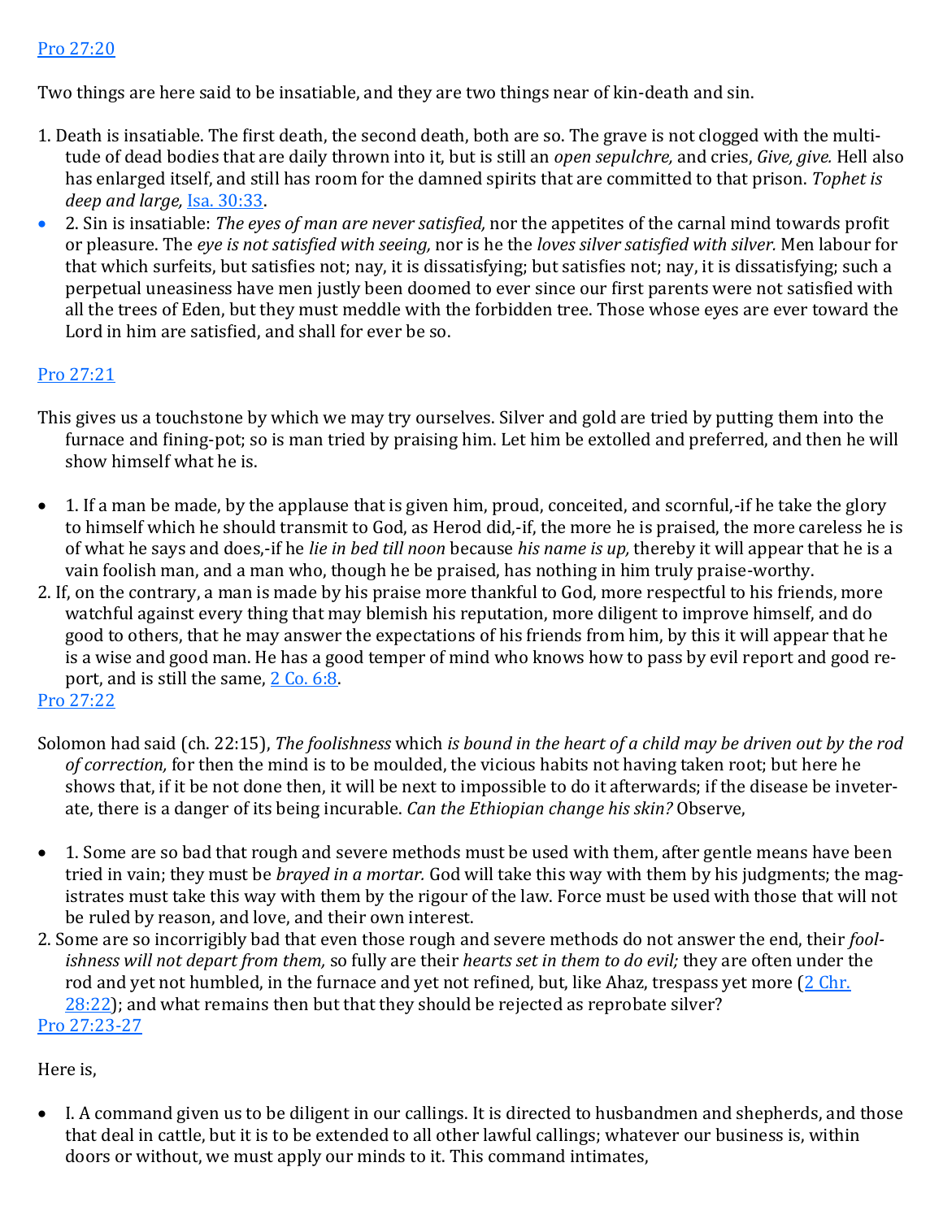[Pro 27:20](#)

Two things are here said to be insatiable, and they are two things near of kin-death and sin.

1. Death is insatiable. The first death, the second death, both are so. The grave is not clogged with the multitude of dead bodies that are daily thrown into it, but is still an *open sepulchre,* and cries, *Give, give.* Hell also has enlarged itself, and still has room for the damned spirits that are committed to that prison. *Tophet is deep and large,* [Isa. 30:33](#).
2. Sin is insatiable: *The eyes of man are never satisfied,* nor the appetites of the carnal mind towards profit or pleasure. The *eye is not satisfied with seeing,* nor is he the *loves silver satisfied with silver.* Men labour for that which surfeits, but satisfies not; nay, it is dissatisfying; but satisfies not; nay, it is dissatisfying; such a perpetual uneasiness have men justly been doomed to ever since our first parents were not satisfied with all the trees of Eden, but they must meddle with the forbidden tree. Those whose eyes are ever toward the Lord in him are satisfied, and shall for ever be so.

[Pro 27:21](#)

This gives us a touchstone by which we may try ourselves. Silver and gold are tried by putting them into the furnace and fining-pot; so is man tried by praising him. Let him be extolled and preferred, and then he will show himself what he is.

1. If a man be made, by the applause that is given him, proud, conceited, and scornful,-if he take the glory to himself which he should transmit to God, as Herod did,-if, the more he is praised, the more careless he is of what he says and does,-if he *lie in bed till noon* because *his name is up,* thereby it will appear that he is a vain foolish man, and a man who, though he be praised, has nothing in him truly praise-worthy.
2. If, on the contrary, a man is made by his praise more thankful to God, more respectful to his friends, more watchful against every thing that may blemish his reputation, more diligent to improve himself, and do good to others, that he may answer the expectations of his friends from him, by this it will appear that he is a wise and good man. He has a good temper of mind who knows how to pass by evil report and good report, and is still the same, [2 Co. 6:8](#).

[Pro 27:22](#)

Solomon had said (ch. 22:15), *The foolishness* which *is bound in the heart of a child may be driven out by the rod of correction,* for then the mind is to be moulded, the vicious habits not having taken root; but here he shows that, if it be not done then, it will be next to impossible to do it afterwards; if the disease be inveterate, there is a danger of its being incurable. *Can the Ethiopian change his skin?* Observe,

1. Some are so bad that rough and severe methods must be used with them, after gentle means have been tried in vain; they must be *brayed in a mortar.* God will take this way with them by his judgments; the magistrates must take this way with them by the rigour of the law. Force must be used with those that will not be ruled by reason, and love, and their own interest.
2. Some are so incorrigibly bad that even those rough and severe methods do not answer the end, their *foolishness will not depart from them,* so fully are their *hearts set in them to do evil;* they are often under the rod and yet not humbled, in the furnace and yet not refined, but, like Ahaz, trespass yet more ([2 Chr. 28:22](#)); and what remains then but that they should be rejected as reprobate silver?

[Pro 27:23-27](#)

Here is,

- I. A command given us to be diligent in our callings. It is directed to husbandmen and shepherds, and those that deal in cattle, but it is to be extended to all other lawful callings; whatever our business is, within doors or without, we must apply our minds to it. This command intimates,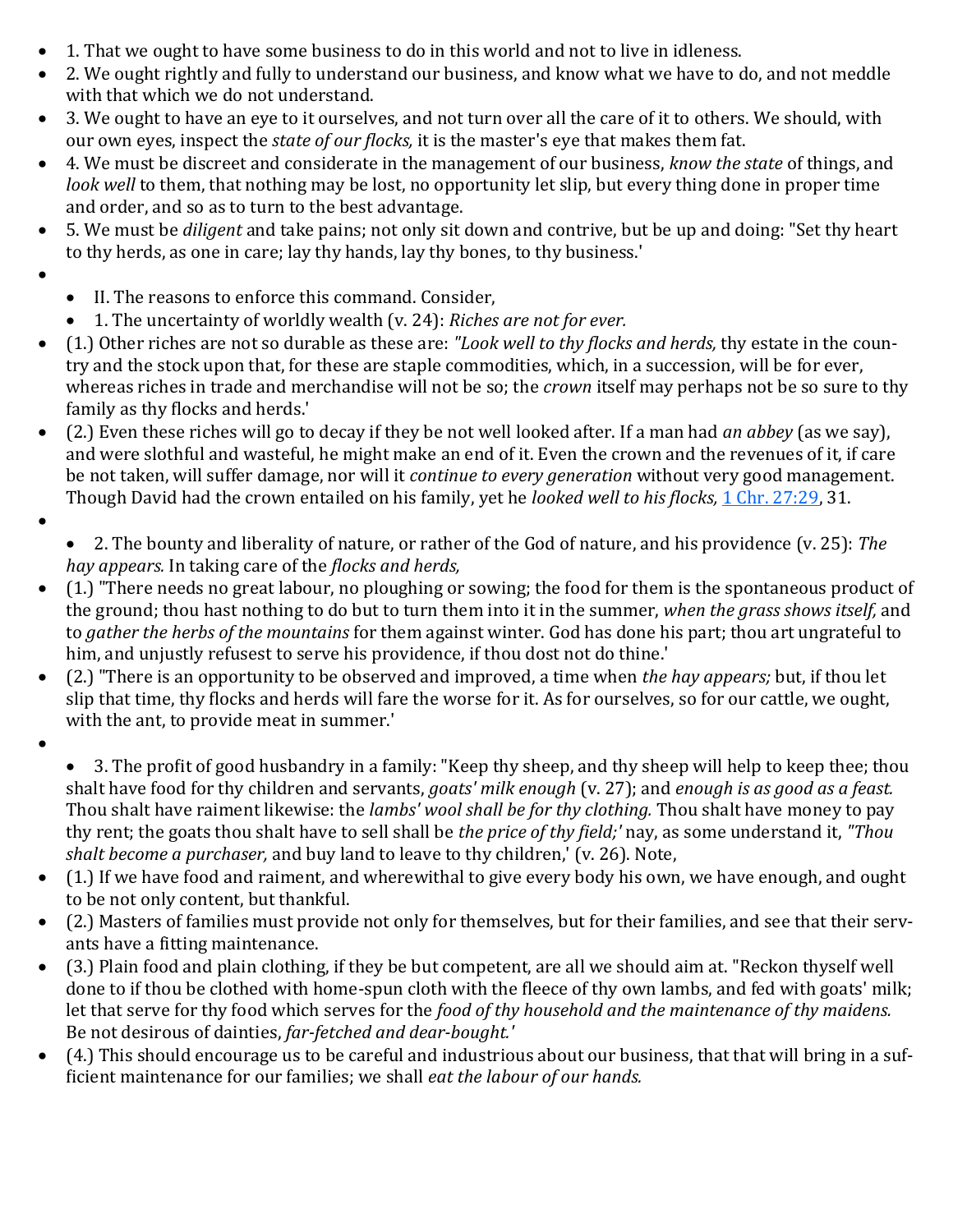- 1. That we ought to have some business to do in this world and not to live in idleness.
- 2. We ought rightly and fully to understand our business, and know what we have to do, and not meddle with that which we do not understand.
- 3. We ought to have an eye to it ourselves, and not turn over all the care of it to others. We should, with our own eyes, inspect the *state of our flocks,* it is the master's eye that makes them fat.
- 4. We must be discreet and considerate in the management of our business, *know the state* of things, and *look well* to them, that nothing may be lost, no opportunity let slip, but every thing done in proper time and order, and so as to turn to the best advantage.
- 5. We must be *diligent* and take pains; not only sit down and contrive, but be up and doing: "Set thy heart to thy herds, as one in care; lay thy hands, lay thy bones, to thy business.'
- 
    - II. The reasons to enforce this command. Consider,
    - 1. The uncertainty of worldly wealth (v. 24): *Riches are not for ever.*
- (1.) Other riches are not so durable as these are: *"Look well to thy flocks and herds,* thy estate in the country and the stock upon that, for these are staple commodities, which, in a succession, will be for ever, whereas riches in trade and merchandise will not be so; the *crown* itself may perhaps not be so sure to thy family as thy flocks and herds.'
- (2.) Even these riches will go to decay if they be not well looked after. If a man had *an abbey* (as we say), and were slothful and wasteful, he might make an end of it. Even the crown and the revenues of it, if care be not taken, will suffer damage, nor will it *continue to every generation* without very good management. Though David had the crown entailed on his family, yet he *looked well to his flocks,* 1 Chr. 27:29, 31.
- 
    - 2. The bounty and liberality of nature, or rather of the God of nature, and his providence (v. 25): *The hay appears.* In taking care of the *flocks and herds,*
- (1.) "There needs no great labour, no ploughing or sowing; the food for them is the spontaneous product of the ground; thou hast nothing to do but to turn them into it in the summer, *when the grass shows itself,* and to *gather the herbs of the mountains* for them against winter. God has done his part; thou art ungrateful to him, and unjustly refusest to serve his providence, if thou dost not do thine.'
- (2.) "There is an opportunity to be observed and improved, a time when *the hay appears;* but, if thou let slip that time, thy flocks and herds will fare the worse for it. As for ourselves, so for our cattle, we ought, with the ant, to provide meat in summer.'
- 
    - 3. The profit of good husbandry in a family: "Keep thy sheep, and thy sheep will help to keep thee; thou shalt have food for thy children and servants, *goats' milk enough* (v. 27); and *enough is as good as a feast.* Thou shalt have raiment likewise: the *lambs' wool shall be for thy clothing.* Thou shalt have money to pay thy rent; the goats thou shalt have to sell shall be *the price of thy field;'* nay, as some understand it, *"Thou shalt become a purchaser,* and buy land to leave to thy children,' (v. 26). Note,
- (1.) If we have food and raiment, and wherewithal to give every body his own, we have enough, and ought to be not only content, but thankful.
- (2.) Masters of families must provide not only for themselves, but for their families, and see that their servants have a fitting maintenance.
- (3.) Plain food and plain clothing, if they be but competent, are all we should aim at. "Reckon thyself well done to if thou be clothed with home-spun cloth with the fleece of thy own lambs, and fed with goats' milk; let that serve for thy food which serves for the *food of thy household and the maintenance of thy maidens.* Be not desirous of dainties, *far-fetched and dear-bought.'*
- (4.) This should encourage us to be careful and industrious about our business, that that will bring in a sufficient maintenance for our families; we shall *eat the labour of our hands.*